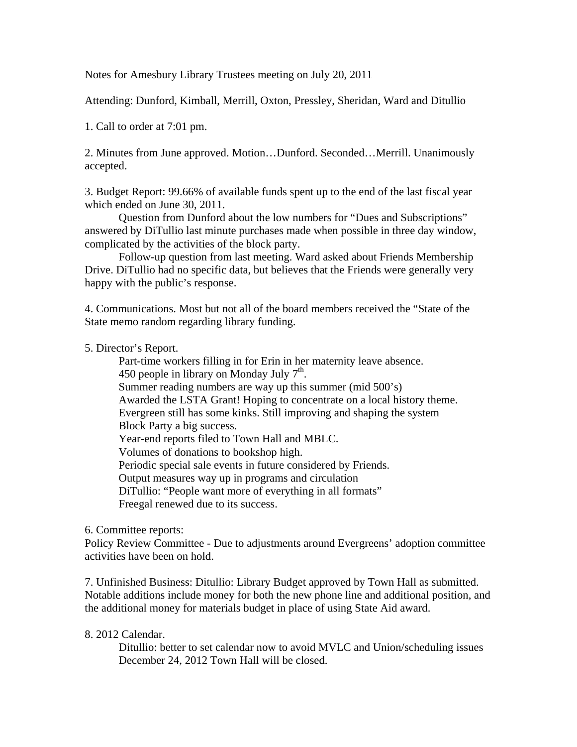Notes for Amesbury Library Trustees meeting on July 20, 2011

Attending: Dunford, Kimball, Merrill, Oxton, Pressley, Sheridan, Ward and Ditullio

1. Call to order at 7:01 pm.

2. Minutes from June approved. Motion…Dunford. Seconded…Merrill. Unanimously accepted.

3. Budget Report: 99.66% of available funds spent up to the end of the last fiscal year which ended on June 30, 2011.

   Question from Dunford about the low numbers for "Dues and Subscriptions" answered by DiTullio last minute purchases made when possible in three day window, complicated by the activities of the block party.

   Follow-up question from last meeting. Ward asked about Friends Membership Drive. DiTullio had no specific data, but believes that the Friends were generally very happy with the public's response.

4. Communications. Most but not all of the board members received the "State of the State memo random regarding library funding.

5. Director's Report.

   Part-time workers filling in for Erin in her maternity leave absence.
   450 people in library on Monday July 7th.
   Summer reading numbers are way up this summer (mid 500's)
   Awarded the LSTA Grant! Hoping to concentrate on a local history theme.
   Evergreen still has some kinks. Still improving and shaping the system
   Block Party a big success.
   Year-end reports filed to Town Hall and MBLC.
   Volumes of donations to bookshop high.
   Periodic special sale events in future considered by Friends.
   Output measures way up in programs and circulation
   DiTullio: "People want more of everything in all formats"
   Freegal renewed due to its success.

6. Committee reports:
Policy Review Committee - Due to adjustments around Evergreens' adoption committee activities have been on hold.

7. Unfinished Business: Ditullio: Library Budget approved by Town Hall as submitted. Notable additions include money for both the new phone line and additional position, and the additional money for materials budget in place of using State Aid award.

8. 2012 Calendar.

   Ditullio: better to set calendar now to avoid MVLC and Union/scheduling issues
   December 24, 2012 Town Hall will be closed.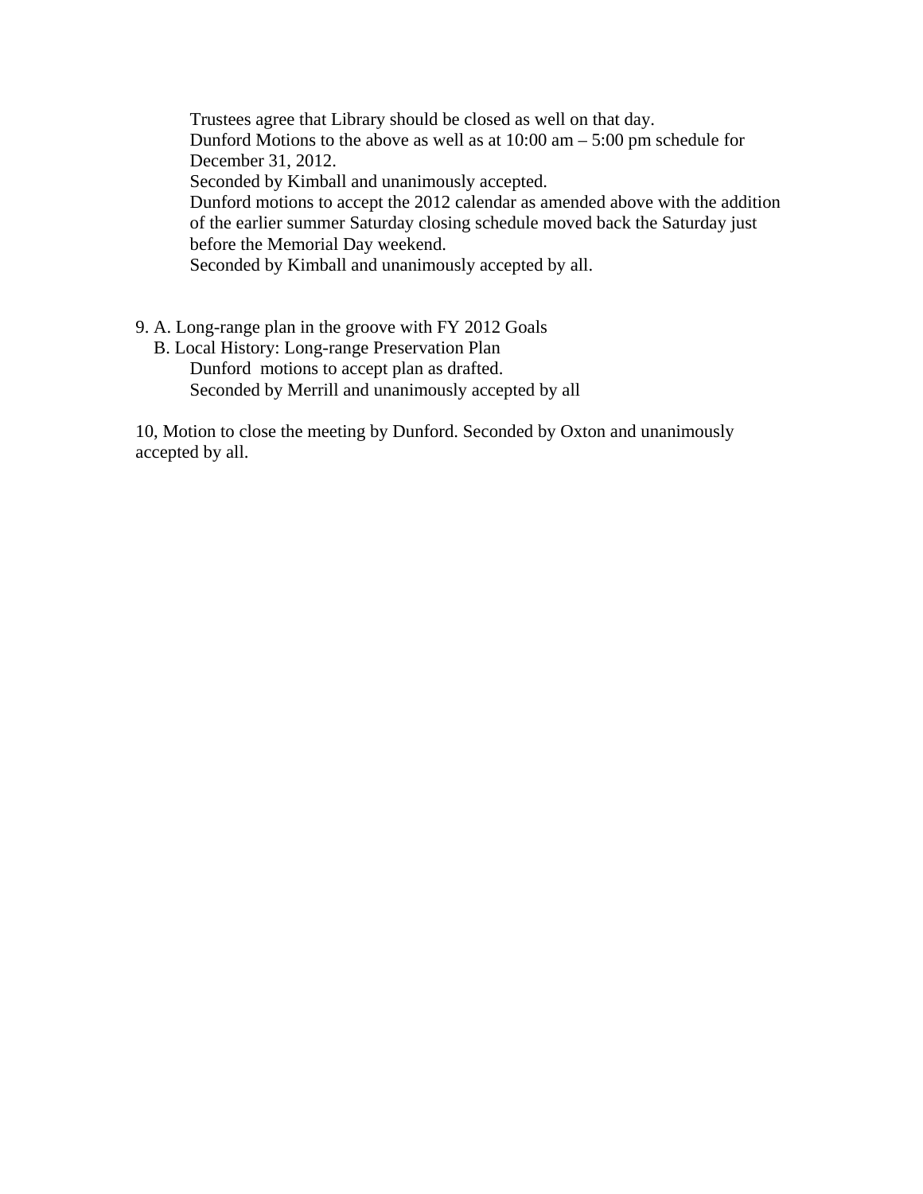Trustees agree that Library should be closed as well on that day.
Dunford Motions to the above as well as at 10:00 am – 5:00 pm schedule for December 31, 2012.
Seconded by Kimball and unanimously accepted.
Dunford motions to accept the 2012 calendar as amended above with the addition of the earlier summer Saturday closing schedule moved back the Saturday just before the Memorial Day weekend.
Seconded by Kimball and unanimously accepted by all.

9. A. Long-range plan in the groove with FY 2012 Goals
   B. Local History: Long-range Preservation Plan
      Dunford motions to accept plan as drafted.
      Seconded by Merrill and unanimously accepted by all

10, Motion to close the meeting by Dunford. Seconded by Oxton and unanimously accepted by all.